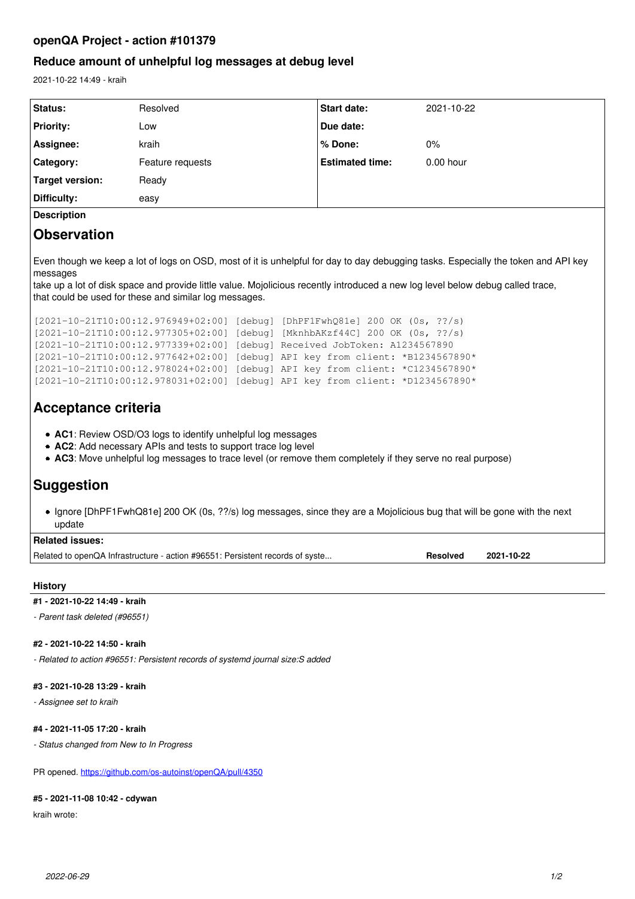# openQA Project - action #101379

## Reduce amount of unhelpful log messages at debug level

2021-10-22 14:49 - kraih

| Status: | Resolved | Start date: | 2021-10-22 |
|---|---|---|---|
| Priority: | Low | Due date: | |
| Assignee: | kraih | % Done: | 0% |
| Category: | Feature requests | Estimated time: | 0.00 hour |
| Target version: | Ready | | |
| Difficulty: | easy | | |

**Description**

# Observation

Even though we keep a lot of logs on OSD, most of it is unhelpful for day to day debugging tasks. Especially the token and API key messages
take up a lot of disk space and provide little value. Mojolicious recently introduced a new log level below debug called trace,
that could be used for these and similar log messages.

```
[2021-10-21T10:00:12.976949+02:00] [debug] [DhPF1FwhQ81e] 200 OK (0s, ??/s)
[2021-10-21T10:00:12.977305+02:00] [debug] [MknhbAKzf44C] 200 OK (0s, ??/s)
[2021-10-21T10:00:12.977339+02:00] [debug] Received JobToken: A1234567890
[2021-10-21T10:00:12.977642+02:00] [debug] API key from client: *B1234567890*
[2021-10-21T10:00:12.978024+02:00] [debug] API key from client: *C1234567890*
[2021-10-21T10:00:12.978031+02:00] [debug] API key from client: *D1234567890*
```

# Acceptance criteria

- **AC1**: Review OSD/O3 logs to identify unhelpful log messages
- **AC2**: Add necessary APIs and tests to support trace log level
- **AC3**: Move unhelpful log messages to trace level (or remove them completely if they serve no real purpose)

# Suggestion

- Ignore [DhPF1FwhQ81e] 200 OK (0s, ??/s) log messages, since they are a Mojolicious bug that will be gone with the next update

**Related issues:**

| Related to openQA Infrastructure - action #96551: Persistent records of syste... | Resolved | 2021-10-22 |
|---|---|---|

### History

**#1 - 2021-10-22 14:49 - kraih**

*- Parent task deleted (#96551)*

**#2 - 2021-10-22 14:50 - kraih**

*- Related to action #96551: Persistent records of systemd journal size:S added*

**#3 - 2021-10-28 13:29 - kraih**

*- Assignee set to kraih*

**#4 - 2021-11-05 17:20 - kraih**

*- Status changed from New to In Progress*

PR opened. https://github.com/os-autoinst/openQA/pull/4350

**#5 - 2021-11-08 10:42 - cdywan**

kraih wrote: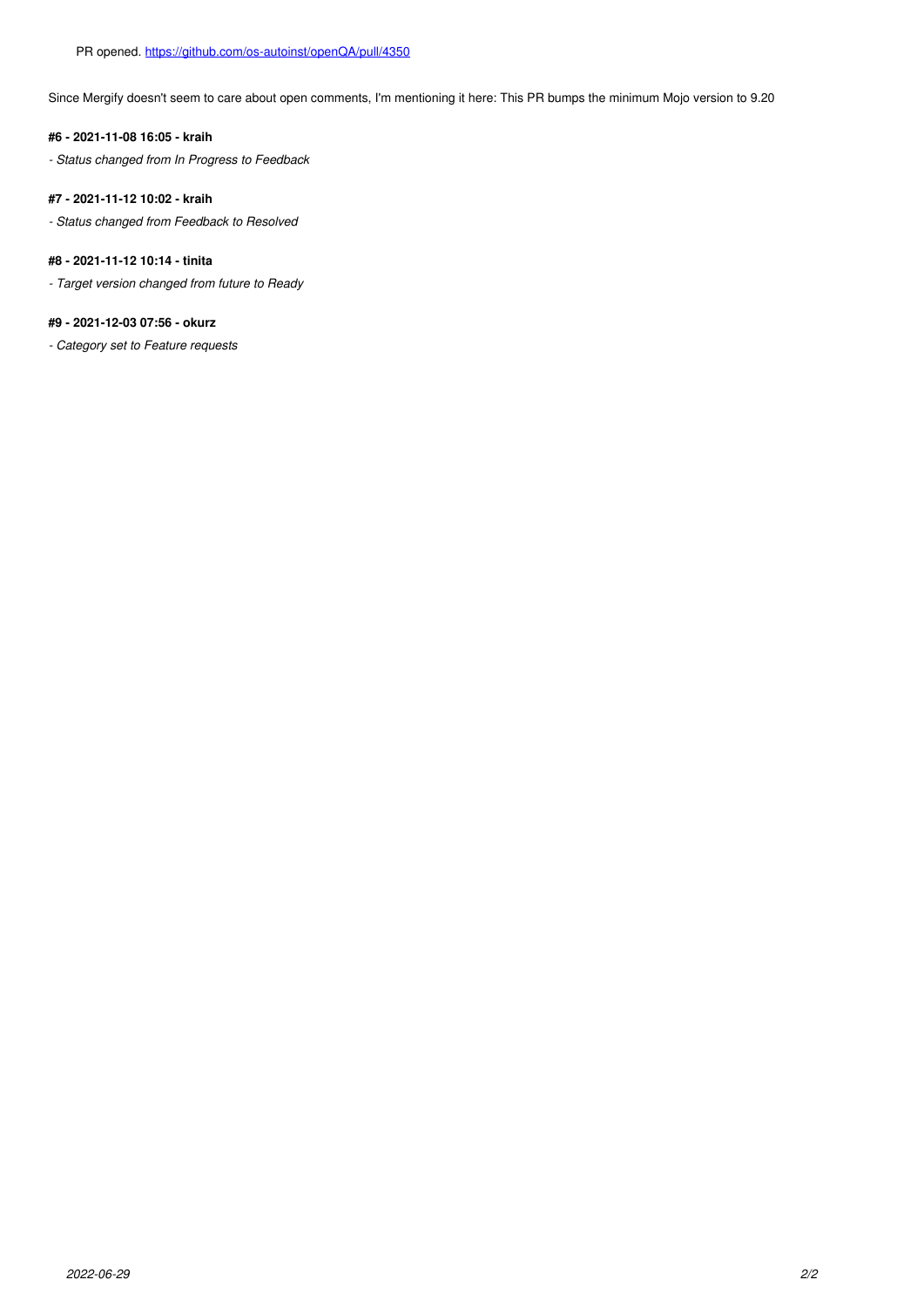PR opened. https://github.com/os-autoinst/openQA/pull/4350

Since Mergify doesn't seem to care about open comments, I'm mentioning it here: This PR bumps the minimum Mojo version to 9.20

**#6 - 2021-11-08 16:05 - kraih**

*- Status changed from In Progress to Feedback*

**#7 - 2021-11-12 10:02 - kraih**

*- Status changed from Feedback to Resolved*

**#8 - 2021-11-12 10:14 - tinita**

*- Target version changed from future to Ready*

**#9 - 2021-12-03 07:56 - okurz**

*- Category set to Feature requests*